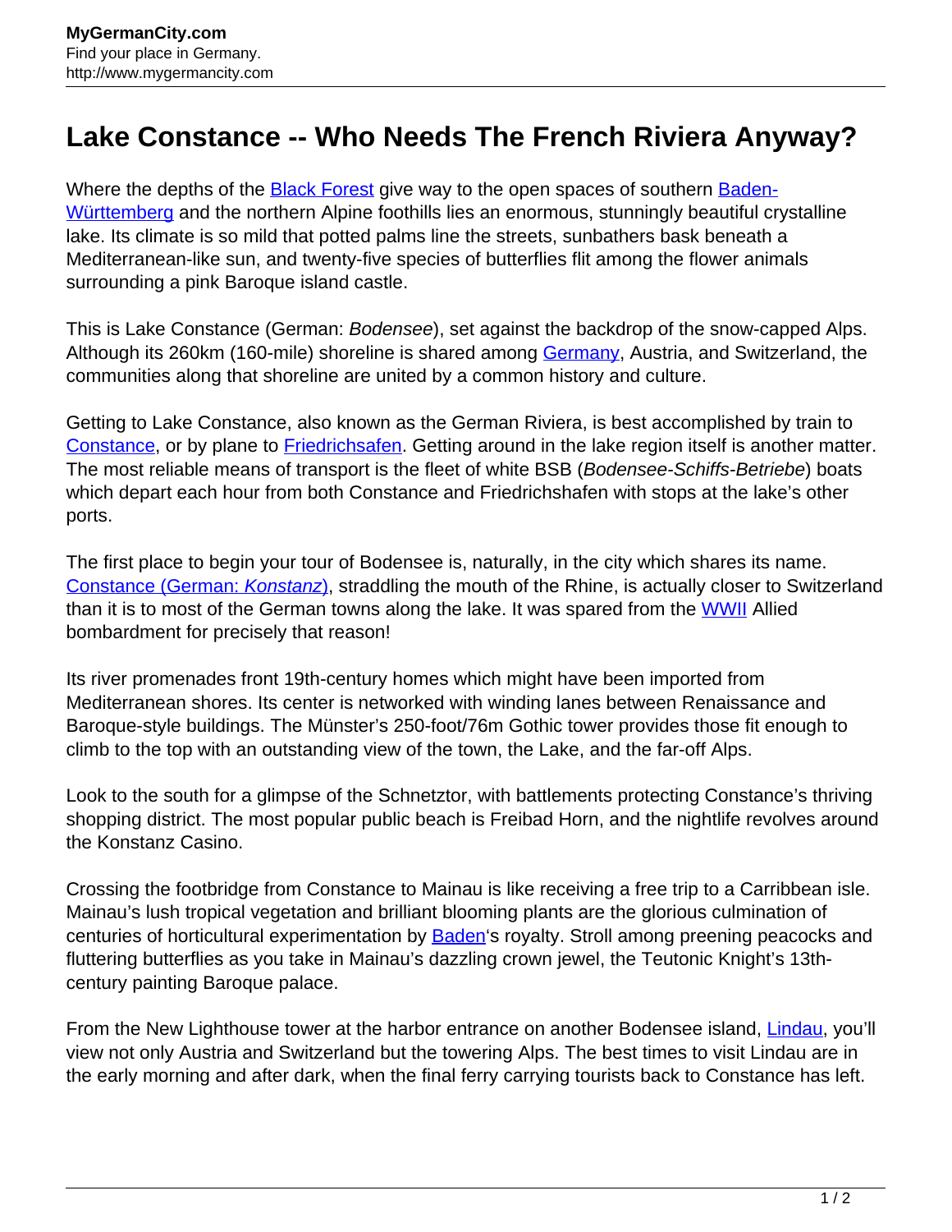MyGermanCity.com
Find your place in Germany.
http://www.mygermancity.com

# Lake Constance -- Who Needs The French Riviera Anyway?

Where the depths of the Black Forest give way to the open spaces of southern Baden-Württemberg and the northern Alpine foothills lies an enormous, stunningly beautiful crystalline lake. Its climate is so mild that potted palms line the streets, sunbathers bask beneath a Mediterranean-like sun, and twenty-five species of butterflies flit among the flower animals surrounding a pink Baroque island castle.

This is Lake Constance (German: *Bodensee*), set against the backdrop of the snow-capped Alps. Although its 260km (160-mile) shoreline is shared among Germany, Austria, and Switzerland, the communities along that shoreline are united by a common history and culture.

Getting to Lake Constance, also known as the German Riviera, is best accomplished by train to Constance, or by plane to Friedrichsafen. Getting around in the lake region itself is another matter. The most reliable means of transport is the fleet of white BSB (*Bodensee-Schiffs-Betriebe*) boats which depart each hour from both Constance and Friedrichshafen with stops at the lake's other ports.

The first place to begin your tour of Bodensee is, naturally, in the city which shares its name. Constance (German: *Konstanz*), straddling the mouth of the Rhine, is actually closer to Switzerland than it is to most of the German towns along the lake. It was spared from the WWII Allied bombardment for precisely that reason!

Its river promenades front 19th-century homes which might have been imported from Mediterranean shores. Its center is networked with winding lanes between Renaissance and Baroque-style buildings. The Münster's 250-foot/76m Gothic tower provides those fit enough to climb to the top with an outstanding view of the town, the Lake, and the far-off Alps.

Look to the south for a glimpse of the Schnetztor, with battlements protecting Constance's thriving shopping district. The most popular public beach is Freibad Horn, and the nightlife revolves around the Konstanz Casino.

Crossing the footbridge from Constance to Mainau is like receiving a free trip to a Carribbean isle. Mainau's lush tropical vegetation and brilliant blooming plants are the glorious culmination of centuries of horticultural experimentation by Baden's royalty. Stroll among preening peacocks and fluttering butterflies as you take in Mainau's dazzling crown jewel, the Teutonic Knight's 13th-century painting Baroque palace.

From the New Lighthouse tower at the harbor entrance on another Bodensee island, Lindau, you'll view not only Austria and Switzerland but the towering Alps. The best times to visit Lindau are in the early morning and after dark, when the final ferry carrying tourists back to Constance has left.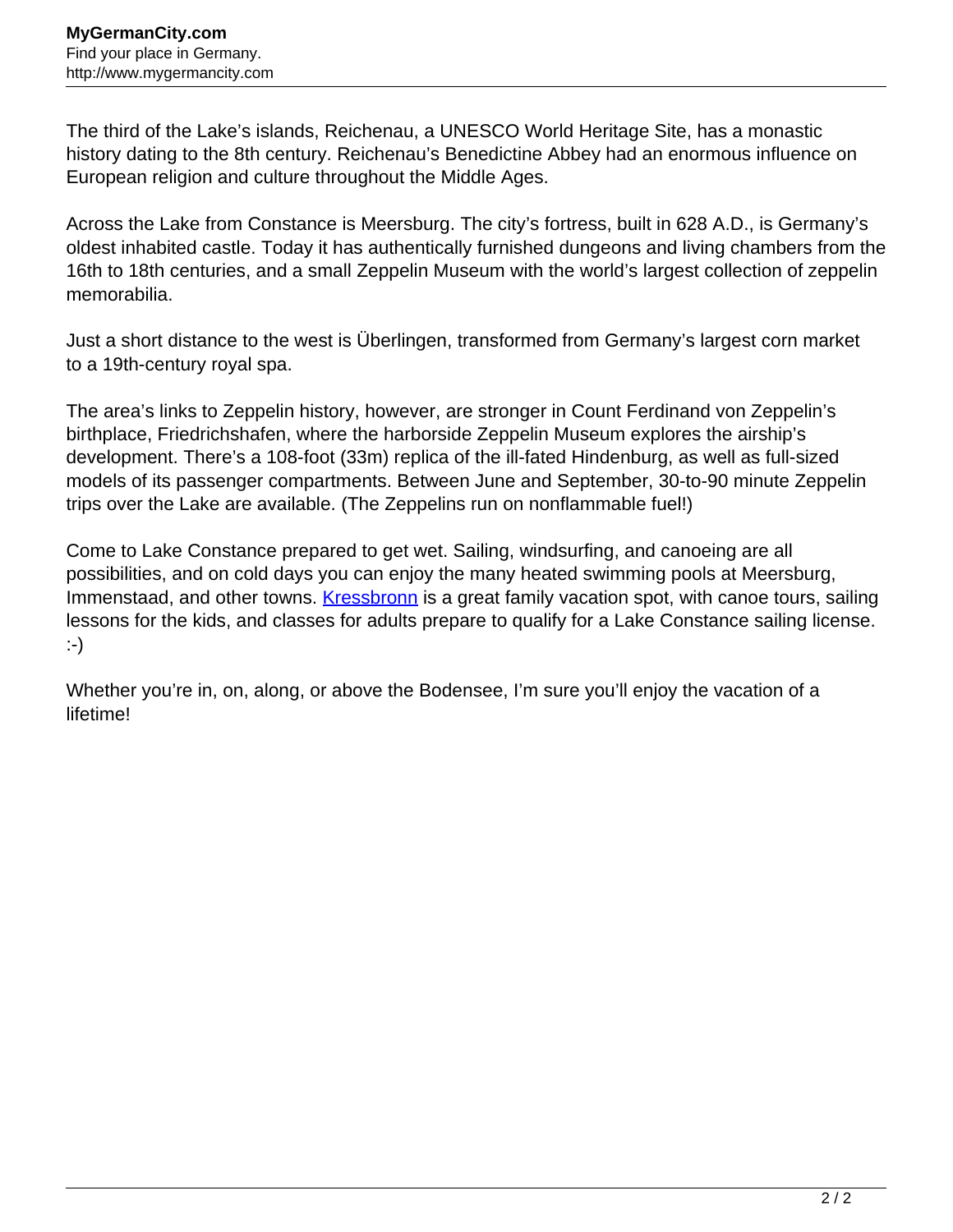The third of the Lake's islands, Reichenau, a UNESCO World Heritage Site, has a monastic history dating to the 8th century. Reichenau's Benedictine Abbey had an enormous influence on European religion and culture throughout the Middle Ages.

Across the Lake from Constance is Meersburg. The city's fortress, built in 628 A.D., is Germany's oldest inhabited castle. Today it has authentically furnished dungeons and living chambers from the 16th to 18th centuries, and a small Zeppelin Museum with the world's largest collection of zeppelin memorabilia.

Just a short distance to the west is Überlingen, transformed from Germany's largest corn market to a 19th-century royal spa.

The area's links to Zeppelin history, however, are stronger in Count Ferdinand von Zeppelin's birthplace, Friedrichshafen, where the harborside Zeppelin Museum explores the airship's development. There's a 108-foot (33m) replica of the ill-fated Hindenburg, as well as full-sized models of its passenger compartments. Between June and September, 30-to-90 minute Zeppelin trips over the Lake are available. (The Zeppelins run on nonflammable fuel!)

Come to Lake Constance prepared to get wet. Sailing, windsurfing, and canoeing are all possibilities, and on cold days you can enjoy the many heated swimming pools at Meersburg, Immenstaad, and other towns. Kressbronn is a great family vacation spot, with canoe tours, sailing lessons for the kids, and classes for adults prepare to qualify for a Lake Constance sailing license. :-)

Whether you're in, on, along, or above the Bodensee, I'm sure you'll enjoy the vacation of a lifetime!